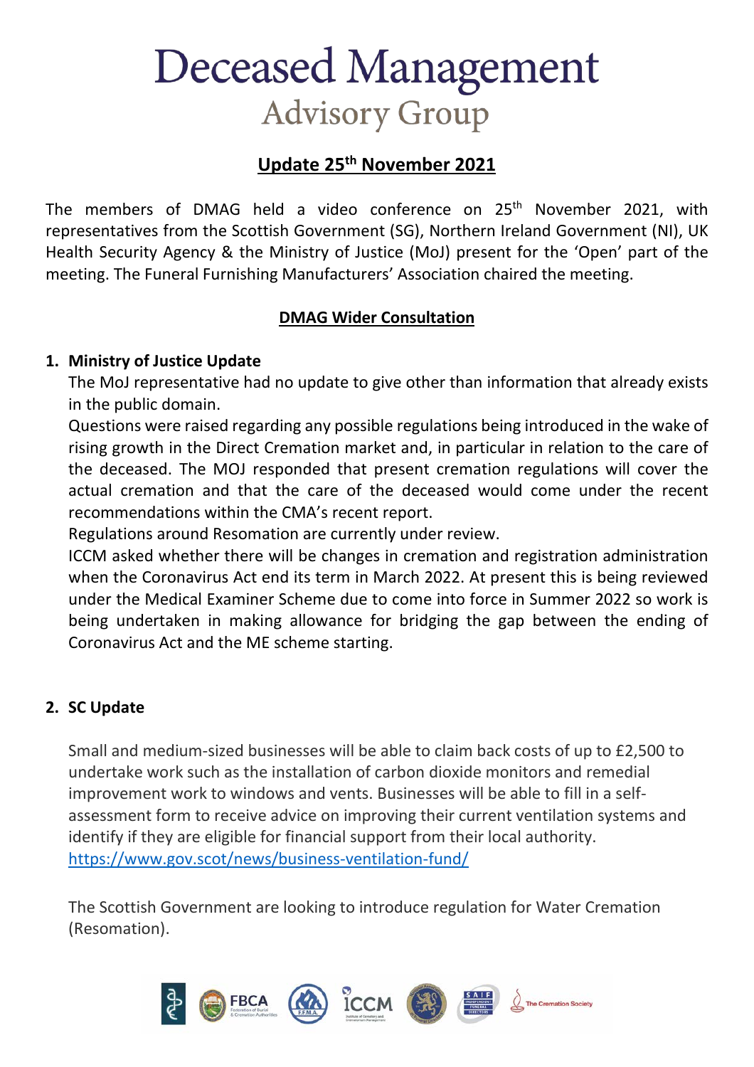# Deceased Management

## Advisory Group

### Update 25th November 2021

The members of DMAG held a video conference on 25th November 2021, with representatives from the Scottish Government (SG), Northern Ireland Government (NI), UK Health Security Agency & the Ministry of Justice (MoJ) present for the 'Open' part of the meeting. The Funeral Furnishing Manufacturers' Association chaired the meeting.

### DMAG Wider Consultation

1. **Ministry of Justice Update**

   The MoJ representative had no update to give other than information that already exists in the public domain.

   Questions were raised regarding any possible regulations being introduced in the wake of rising growth in the Direct Cremation market and, in particular in relation to the care of the deceased. The MOJ responded that present cremation regulations will cover the actual cremation and that the care of the deceased would come under the recent recommendations within the CMA's recent report.

   Regulations around Resomation are currently under review.

   ICCM asked whether there will be changes in cremation and registration administration when the Coronavirus Act end its term in March 2022. At present this is being reviewed under the Medical Examiner Scheme due to come into force in Summer 2022 so work is being undertaken in making allowance for bridging the gap between the ending of Coronavirus Act and the ME scheme starting.

2. **SC Update**

   Small and medium-sized businesses will be able to claim back costs of up to £2,500 to undertake work such as the installation of carbon dioxide monitors and remedial improvement work to windows and vents. Businesses will be able to fill in a self-assessment form to receive advice on improving their current ventilation systems and identify if they are eligible for financial support from their local authority.
   https://www.gov.scot/news/business-ventilation-fund/

   The Scottish Government are looking to introduce regulation for Water Cremation (Resomation).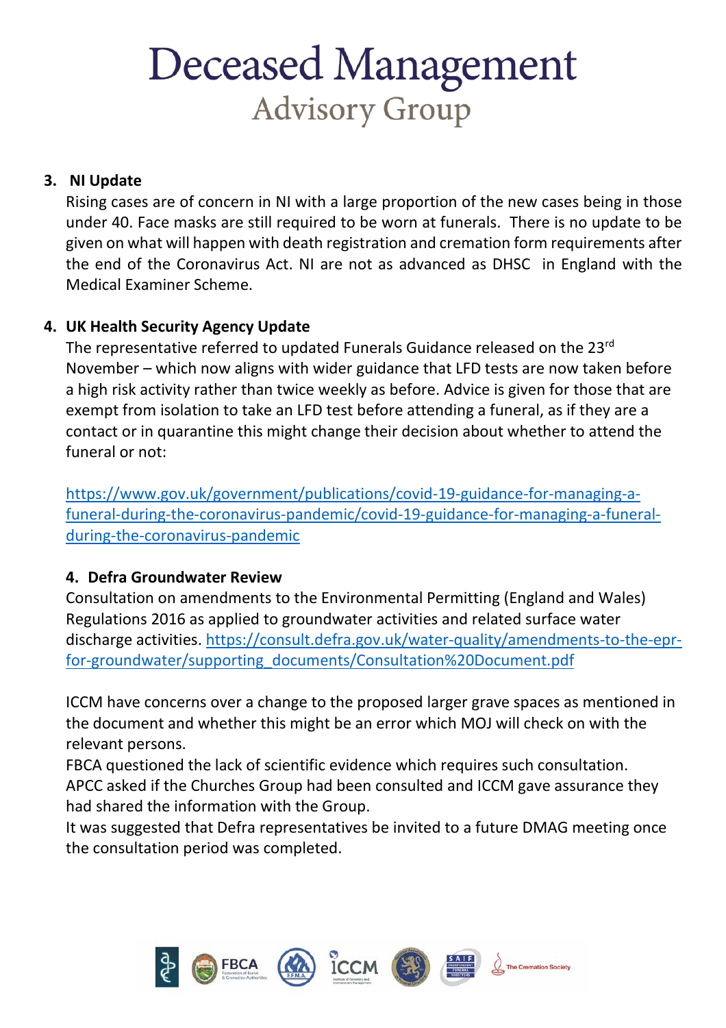### 3. NI Update

Rising cases are of concern in NI with a large proportion of the new cases being in those under 40. Face masks are still required to be worn at funerals. There is no update to be given on what will happen with death registration and cremation form requirements after the end of the Coronavirus Act. NI are not as advanced as DHSC in England with the Medical Examiner Scheme.

### 4. UK Health Security Agency Update

The representative referred to updated Funerals Guidance released on the 23rd November – which now aligns with wider guidance that LFD tests are now taken before a high risk activity rather than twice weekly as before. Advice is given for those that are exempt from isolation to take an LFD test before attending a funeral, as if they are a contact or in quarantine this might change their decision about whether to attend the funeral or not:

https://www.gov.uk/government/publications/covid-19-guidance-for-managing-a-funeral-during-the-coronavirus-pandemic/covid-19-guidance-for-managing-a-funeral-during-the-coronavirus-pandemic

### 4. Defra Groundwater Review

Consultation on amendments to the Environmental Permitting (England and Wales) Regulations 2016 as applied to groundwater activities and related surface water discharge activities. https://consult.defra.gov.uk/water-quality/amendments-to-the-epr-for-groundwater/supporting_documents/Consultation%20Document.pdf

ICCM have concerns over a change to the proposed larger grave spaces as mentioned in the document and whether this might be an error which MOJ will check on with the relevant persons.
FBCA questioned the lack of scientific evidence which requires such consultation.
APCC asked if the Churches Group had been consulted and ICCM gave assurance they had shared the information with the Group.
It was suggested that Defra representatives be invited to a future DMAG meeting once the consultation period was completed.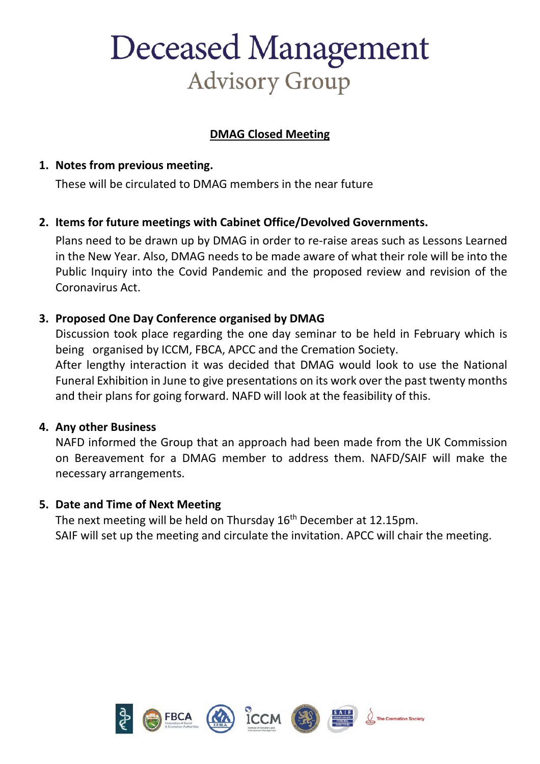# Deceased Management
## Advisory Group

**DMAG Closed Meeting**

1. **Notes from previous meeting.**

   These will be circulated to DMAG members in the near future

2. **Items for future meetings with Cabinet Office/Devolved Governments.**

   Plans need to be drawn up by DMAG in order to re-raise areas such as Lessons Learned in the New Year. Also, DMAG needs to be made aware of what their role will be into the Public Inquiry into the Covid Pandemic and the proposed review and revision of the Coronavirus Act.

3. **Proposed One Day Conference organised by DMAG**

   Discussion took place regarding the one day seminar to be held in February which is being organised by ICCM, FBCA, APCC and the Cremation Society.

   After lengthy interaction it was decided that DMAG would look to use the National Funeral Exhibition in June to give presentations on its work over the past twenty months and their plans for going forward. NAFD will look at the feasibility of this.

4. **Any other Business**

   NAFD informed the Group that an approach had been made from the UK Commission on Bereavement for a DMAG member to address them. NAFD/SAIF will make the necessary arrangements.

5. **Date and Time of Next Meeting**

   The next meeting will be held on Thursday 16th December at 12.15pm.

   SAIF will set up the meeting and circulate the invitation. APCC will chair the meeting.